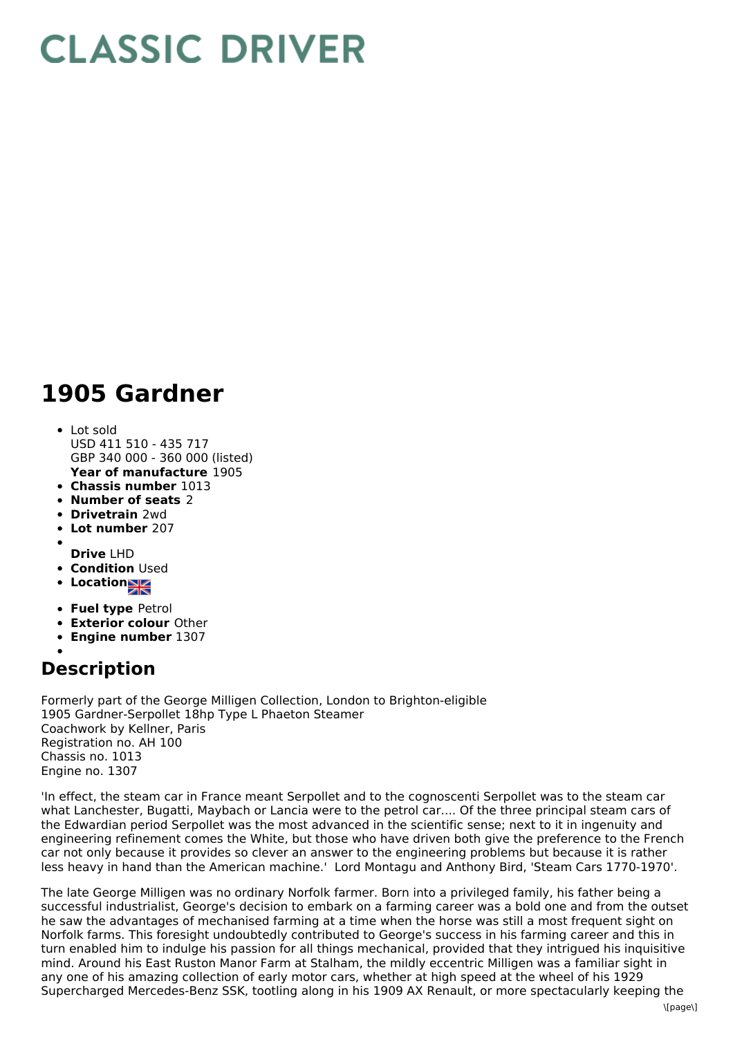# CLASSIC DRIVER

# 1905 Gardner

- Lot sold
  USD 411 510 - 435 717
  GBP 340 000 - 360 000 (listed)
  **Year of manufacture** 1905
- **Chassis number** 1013
- **Number of seats** 2
- **Drivetrain** 2wd
- **Lot number** 207
- 
  **Drive** LHD
- **Condition** Used
- **Location**
- **Fuel type** Petrol
- **Exterior colour** Other
- **Engine number** 1307
- 

## Description

Formerly part of the George Milligen Collection, London to Brighton-eligible
1905 Gardner-Serpollet 18hp Type L Phaeton Steamer
Coachwork by Kellner, Paris
Registration no. AH 100
Chassis no. 1013
Engine no. 1307

'In effect, the steam car in France meant Serpollet and to the cognoscenti Serpollet was to the steam car what Lanchester, Bugatti, Maybach or Lancia were to the petrol car.... Of the three principal steam cars of the Edwardian period Serpollet was the most advanced in the scientific sense; next to it in ingenuity and engineering refinement comes the White, but those who have driven both give the preference to the French car not only because it provides so clever an answer to the engineering problems but because it is rather less heavy in hand than the American machine.' Lord Montagu and Anthony Bird, 'Steam Cars 1770-1970'.

The late George Milligen was no ordinary Norfolk farmer. Born into a privileged family, his father being a successful industrialist, George's decision to embark on a farming career was a bold one and from the outset he saw the advantages of mechanised farming at a time when the horse was still a most frequent sight on Norfolk farms. This foresight undoubtedly contributed to George's success in his farming career and this in turn enabled him to indulge his passion for all things mechanical, provided that they intrigued his inquisitive mind. Around his East Ruston Manor Farm at Stalham, the mildly eccentric Milligen was a familiar sight in any one of his amazing collection of early motor cars, whether at high speed at the wheel of his 1929 Supercharged Mercedes-Benz SSK, tootling along in his 1909 AX Renault, or more spectacularly keeping the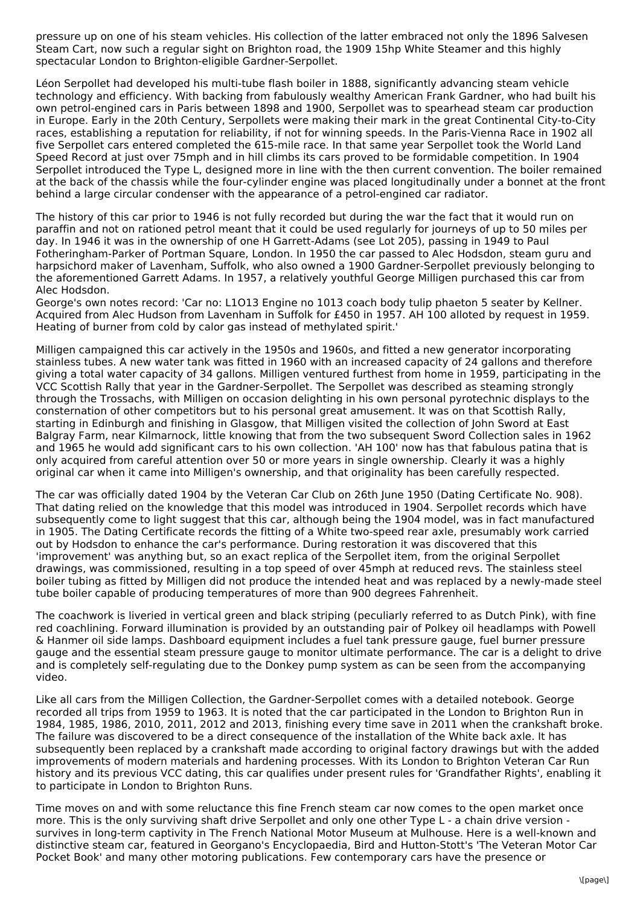pressure up on one of his steam vehicles. His collection of the latter embraced not only the 1896 Salvesen Steam Cart, now such a regular sight on Brighton road, the 1909 15hp White Steamer and this highly spectacular London to Brighton-eligible Gardner-Serpollet.

Léon Serpollet had developed his multi-tube flash boiler in 1888, significantly advancing steam vehicle technology and efficiency. With backing from fabulously wealthy American Frank Gardner, who had built his own petrol-engined cars in Paris between 1898 and 1900, Serpollet was to spearhead steam car production in Europe. Early in the 20th Century, Serpollets were making their mark in the great Continental City-to-City races, establishing a reputation for reliability, if not for winning speeds. In the Paris-Vienna Race in 1902 all five Serpollet cars entered completed the 615-mile race. In that same year Serpollet took the World Land Speed Record at just over 75mph and in hill climbs its cars proved to be formidable competition. In 1904 Serpollet introduced the Type L, designed more in line with the then current convention. The boiler remained at the back of the chassis while the four-cylinder engine was placed longitudinally under a bonnet at the front behind a large circular condenser with the appearance of a petrol-engined car radiator.

The history of this car prior to 1946 is not fully recorded but during the war the fact that it would run on paraffin and not on rationed petrol meant that it could be used regularly for journeys of up to 50 miles per day. In 1946 it was in the ownership of one H Garrett-Adams (see Lot 205), passing in 1949 to Paul Fotheringham-Parker of Portman Square, London. In 1950 the car passed to Alec Hodsdon, steam guru and harpsichord maker of Lavenham, Suffolk, who also owned a 1900 Gardner-Serpollet previously belonging to the aforementioned Garrett Adams. In 1957, a relatively youthful George Milligen purchased this car from Alec Hodsdon.
George's own notes record: 'Car no: L1O13 Engine no 1013 coach body tulip phaeton 5 seater by Kellner. Acquired from Alec Hudson from Lavenham in Suffolk for £450 in 1957. AH 100 alloted by request in 1959. Heating of burner from cold by calor gas instead of methylated spirit.'

Milligen campaigned this car actively in the 1950s and 1960s, and fitted a new generator incorporating stainless tubes. A new water tank was fitted in 1960 with an increased capacity of 24 gallons and therefore giving a total water capacity of 34 gallons. Milligen ventured furthest from home in 1959, participating in the VCC Scottish Rally that year in the Gardner-Serpollet. The Serpollet was described as steaming strongly through the Trossachs, with Milligen on occasion delighting in his own personal pyrotechnic displays to the consternation of other competitors but to his personal great amusement. It was on that Scottish Rally, starting in Edinburgh and finishing in Glasgow, that Milligen visited the collection of John Sword at East Balgray Farm, near Kilmarnock, little knowing that from the two subsequent Sword Collection sales in 1962 and 1965 he would add significant cars to his own collection. 'AH 100' now has that fabulous patina that is only acquired from careful attention over 50 or more years in single ownership. Clearly it was a highly original car when it came into Milligen's ownership, and that originality has been carefully respected.

The car was officially dated 1904 by the Veteran Car Club on 26th June 1950 (Dating Certificate No. 908). That dating relied on the knowledge that this model was introduced in 1904. Serpollet records which have subsequently come to light suggest that this car, although being the 1904 model, was in fact manufactured in 1905. The Dating Certificate records the fitting of a White two-speed rear axle, presumably work carried out by Hodsdon to enhance the car's performance. During restoration it was discovered that this 'improvement' was anything but, so an exact replica of the Serpollet item, from the original Serpollet drawings, was commissioned, resulting in a top speed of over 45mph at reduced revs. The stainless steel boiler tubing as fitted by Milligen did not produce the intended heat and was replaced by a newly-made steel tube boiler capable of producing temperatures of more than 900 degrees Fahrenheit.

The coachwork is liveried in vertical green and black striping (peculiarly referred to as Dutch Pink), with fine red coachlining. Forward illumination is provided by an outstanding pair of Polkey oil headlamps with Powell & Hanmer oil side lamps. Dashboard equipment includes a fuel tank pressure gauge, fuel burner pressure gauge and the essential steam pressure gauge to monitor ultimate performance. The car is a delight to drive and is completely self-regulating due to the Donkey pump system as can be seen from the accompanying video.

Like all cars from the Milligen Collection, the Gardner-Serpollet comes with a detailed notebook. George recorded all trips from 1959 to 1963. It is noted that the car participated in the London to Brighton Run in 1984, 1985, 1986, 2010, 2011, 2012 and 2013, finishing every time save in 2011 when the crankshaft broke. The failure was discovered to be a direct consequence of the installation of the White back axle. It has subsequently been replaced by a crankshaft made according to original factory drawings but with the added improvements of modern materials and hardening processes. With its London to Brighton Veteran Car Run history and its previous VCC dating, this car qualifies under present rules for 'Grandfather Rights', enabling it to participate in London to Brighton Runs.

Time moves on and with some reluctance this fine French steam car now comes to the open market once more. This is the only surviving shaft drive Serpollet and only one other Type L - a chain drive version - survives in long-term captivity in The French National Motor Museum at Mulhouse. Here is a well-known and distinctive steam car, featured in Georgano's Encyclopaedia, Bird and Hutton-Stott's 'The Veteran Motor Car Pocket Book' and many other motoring publications. Few contemporary cars have the presence or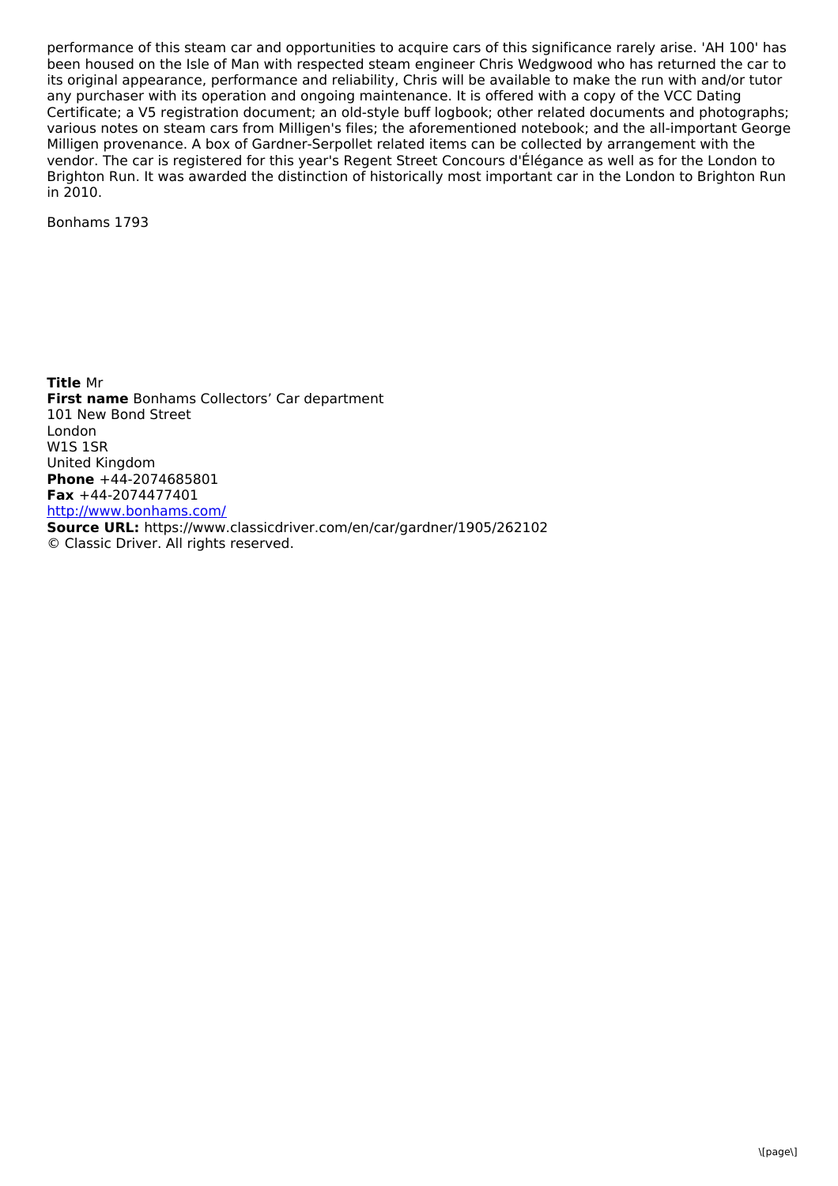performance of this steam car and opportunities to acquire cars of this significance rarely arise. 'AH 100' has been housed on the Isle of Man with respected steam engineer Chris Wedgwood who has returned the car to its original appearance, performance and reliability, Chris will be available to make the run with and/or tutor any purchaser with its operation and ongoing maintenance. It is offered with a copy of the VCC Dating Certificate; a V5 registration document; an old-style buff logbook; other related documents and photographs; various notes on steam cars from Milligen's files; the aforementioned notebook; and the all-important George Milligen provenance. A box of Gardner-Serpollet related items can be collected by arrangement with the vendor. The car is registered for this year's Regent Street Concours d'Élégance as well as for the London to Brighton Run. It was awarded the distinction of historically most important car in the London to Brighton Run in 2010.

Bonhams 1793

**Title** Mr
**First name** Bonhams Collectors' Car department
101 New Bond Street
London
W1S 1SR
United Kingdom
**Phone** +44-2074685801
**Fax** +44-2074477401
http://www.bonhams.com/
**Source URL:** https://www.classicdriver.com/en/car/gardner/1905/262102
© Classic Driver. All rights reserved.